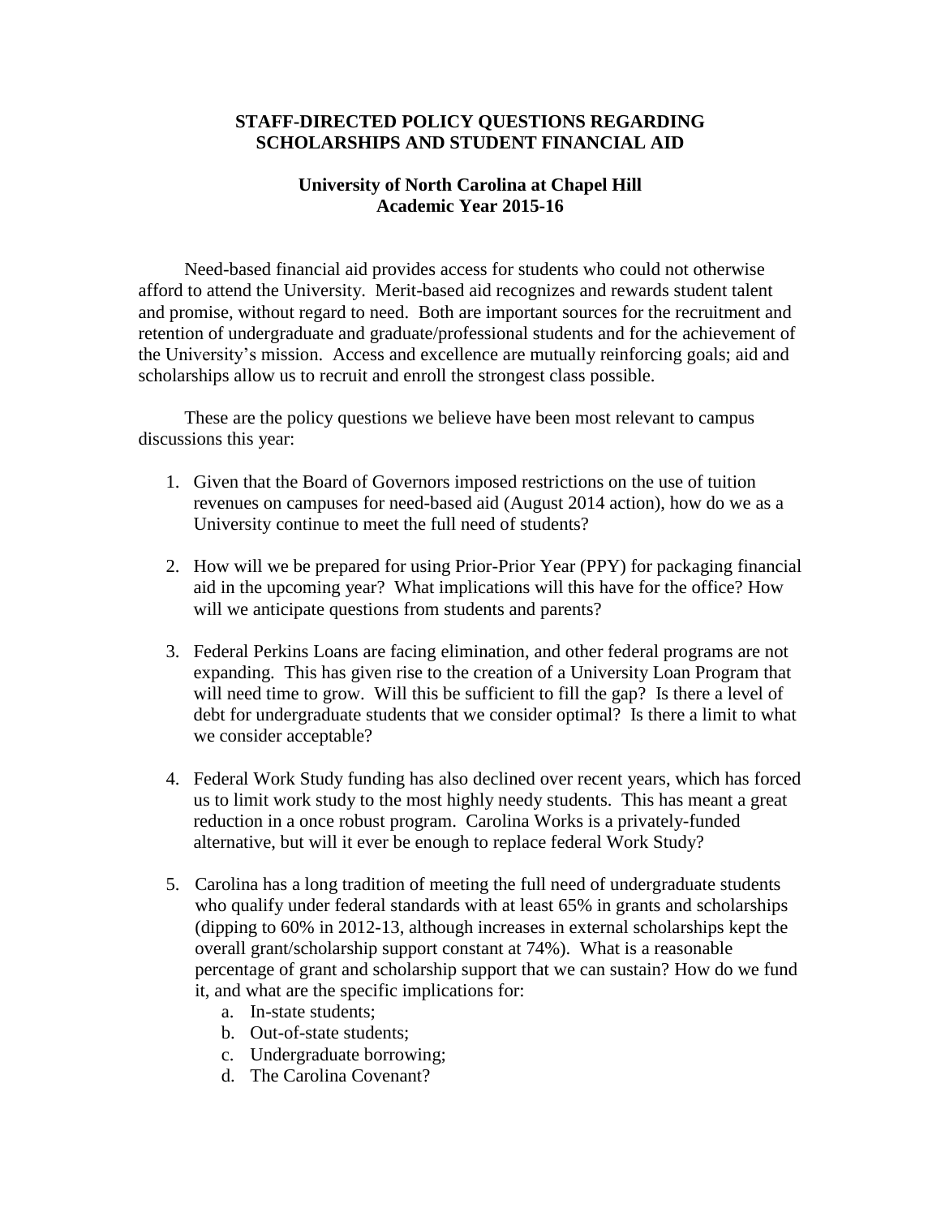# STAFF-DIRECTED POLICY QUESTIONS REGARDING SCHOLARSHIPS AND STUDENT FINANCIAL AID

## University of North Carolina at Chapel Hill
## Academic Year 2015-16

Need-based financial aid provides access for students who could not otherwise afford to attend the University. Merit-based aid recognizes and rewards student talent and promise, without regard to need. Both are important sources for the recruitment and retention of undergraduate and graduate/professional students and for the achievement of the University's mission. Access and excellence are mutually reinforcing goals; aid and scholarships allow us to recruit and enroll the strongest class possible.

These are the policy questions we believe have been most relevant to campus discussions this year:

1. Given that the Board of Governors imposed restrictions on the use of tuition revenues on campuses for need-based aid (August 2014 action), how do we as a University continue to meet the full need of students?

2. How will we be prepared for using Prior-Prior Year (PPY) for packaging financial aid in the upcoming year? What implications will this have for the office? How will we anticipate questions from students and parents?

3. Federal Perkins Loans are facing elimination, and other federal programs are not expanding. This has given rise to the creation of a University Loan Program that will need time to grow. Will this be sufficient to fill the gap? Is there a level of debt for undergraduate students that we consider optimal? Is there a limit to what we consider acceptable?

4. Federal Work Study funding has also declined over recent years, which has forced us to limit work study to the most highly needy students. This has meant a great reduction in a once robust program. Carolina Works is a privately-funded alternative, but will it ever be enough to replace federal Work Study?

5. Carolina has a long tradition of meeting the full need of undergraduate students who qualify under federal standards with at least 65% in grants and scholarships (dipping to 60% in 2012-13, although increases in external scholarships kept the overall grant/scholarship support constant at 74%). What is a reasonable percentage of grant and scholarship support that we can sustain? How do we fund it, and what are the specific implications for:
   a. In-state students;
   b. Out-of-state students;
   c. Undergraduate borrowing;
   d. The Carolina Covenant?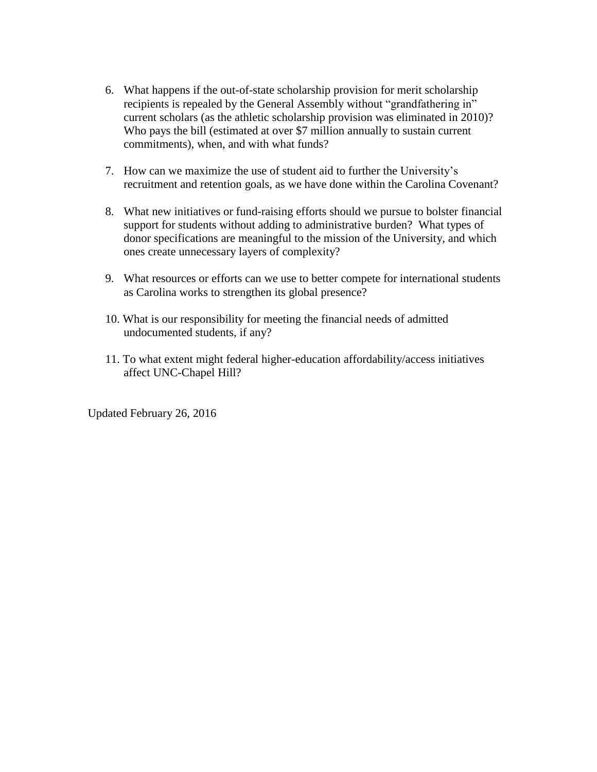6. What happens if the out-of-state scholarship provision for merit scholarship recipients is repealed by the General Assembly without "grandfathering in" current scholars (as the athletic scholarship provision was eliminated in 2010)? Who pays the bill (estimated at over $7 million annually to sustain current commitments), when, and with what funds?

7. How can we maximize the use of student aid to further the University's recruitment and retention goals, as we have done within the Carolina Covenant?

8. What new initiatives or fund-raising efforts should we pursue to bolster financial support for students without adding to administrative burden? What types of donor specifications are meaningful to the mission of the University, and which ones create unnecessary layers of complexity?

9. What resources or efforts can we use to better compete for international students as Carolina works to strengthen its global presence?

10. What is our responsibility for meeting the financial needs of admitted undocumented students, if any?

11. To what extent might federal higher-education affordability/access initiatives affect UNC-Chapel Hill?

Updated February 26, 2016